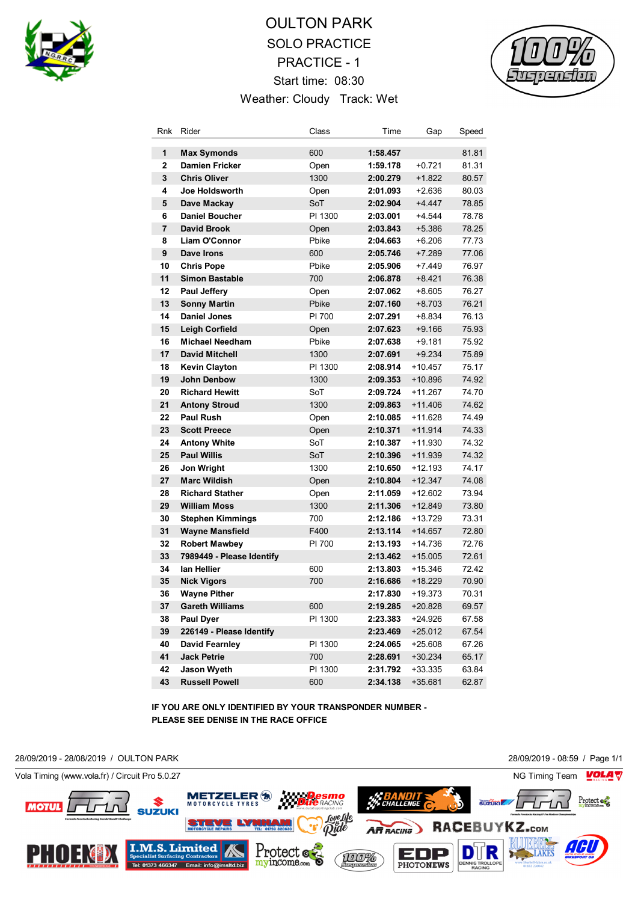# OULTON PARK

## SOLO PRACTICE

## PRACTICE - 1

Start time: 08:30

Weather: Cloudy Track: Wet

| Rnk | Rider | Class | Time | Gap | Speed |
|---|---|---|---|---|---|
| 1 | **Max Symonds** | 600 | **1:58.457** | | 81.81 |
| 2 | **Damien Fricker** | Open | **1:59.178** | +0.721 | 81.31 |
| 3 | **Chris Oliver** | 1300 | **2:00.279** | +1.822 | 80.57 |
| 4 | **Joe Holdsworth** | Open | **2:01.093** | +2.636 | 80.03 |
| 5 | **Dave Mackay** | SoT | **2:02.904** | +4.447 | 78.85 |
| 6 | **Daniel Boucher** | PI 1300 | **2:03.001** | +4.544 | 78.78 |
| 7 | **David Brook** | Open | **2:03.843** | +5.386 | 78.25 |
| 8 | **Liam O'Connor** | Pbike | **2:04.663** | +6.206 | 77.73 |
| 9 | **Dave Irons** | 600 | **2:05.746** | +7.289 | 77.06 |
| 10 | **Chris Pope** | Pbike | **2:05.906** | +7.449 | 76.97 |
| 11 | **Simon Bastable** | 700 | **2:06.878** | +8.421 | 76.38 |
| 12 | **Paul Jeffery** | Open | **2:07.062** | +8.605 | 76.27 |
| 13 | **Sonny Martin** | Pbike | **2:07.160** | +8.703 | 76.21 |
| 14 | **Daniel Jones** | PI 700 | **2:07.291** | +8.834 | 76.13 |
| 15 | **Leigh Corfield** | Open | **2:07.623** | +9.166 | 75.93 |
| 16 | **Michael Needham** | Pbike | **2:07.638** | +9.181 | 75.92 |
| 17 | **David Mitchell** | 1300 | **2:07.691** | +9.234 | 75.89 |
| 18 | **Kevin Clayton** | PI 1300 | **2:08.914** | +10.457 | 75.17 |
| 19 | **John Denbow** | 1300 | **2:09.353** | +10.896 | 74.92 |
| 20 | **Richard Hewitt** | SoT | **2:09.724** | +11.267 | 74.70 |
| 21 | **Antony Stroud** | 1300 | **2:09.863** | +11.406 | 74.62 |
| 22 | **Paul Rush** | Open | **2:10.085** | +11.628 | 74.49 |
| 23 | **Scott Preece** | Open | **2:10.371** | +11.914 | 74.33 |
| 24 | **Antony White** | SoT | **2:10.387** | +11.930 | 74.32 |
| 25 | **Paul Willis** | SoT | **2:10.396** | +11.939 | 74.32 |
| 26 | **Jon Wright** | 1300 | **2:10.650** | +12.193 | 74.17 |
| 27 | **Marc Wildish** | Open | **2:10.804** | +12.347 | 74.08 |
| 28 | **Richard Stather** | Open | **2:11.059** | +12.602 | 73.94 |
| 29 | **William Moss** | 1300 | **2:11.306** | +12.849 | 73.80 |
| 30 | **Stephen Kimmings** | 700 | **2:12.186** | +13.729 | 73.31 |
| 31 | **Wayne Mansfield** | F400 | **2:13.114** | +14.657 | 72.80 |
| 32 | **Robert Mawbey** | PI 700 | **2:13.193** | +14.736 | 72.76 |
| 33 | **7989449 - Please Identify** | | **2:13.462** | +15.005 | 72.61 |
| 34 | **Ian Hellier** | 600 | **2:13.803** | +15.346 | 72.42 |
| 35 | **Nick Vigors** | 700 | **2:16.686** | +18.229 | 70.90 |
| 36 | **Wayne Pither** | | **2:17.830** | +19.373 | 70.31 |
| 37 | **Gareth Williams** | 600 | **2:19.285** | +20.828 | 69.57 |
| 38 | **Paul Dyer** | PI 1300 | **2:23.383** | +24.926 | 67.58 |
| 39 | **226149 - Please Identify** | | **2:23.469** | +25.012 | 67.54 |
| 40 | **David Fearnley** | PI 1300 | **2:24.065** | +25.608 | 67.26 |
| 41 | **Jack Petrie** | 700 | **2:28.691** | +30.234 | 65.17 |
| 42 | **Jason Wyeth** | PI 1300 | **2:31.792** | +33.335 | 63.84 |
| 43 | **Russell Powell** | 600 | **2:34.138** | +35.681 | 62.87 |

**IF YOU ARE ONLY IDENTIFIED BY YOUR TRANSPONDER NUMBER - PLEASE SEE DENISE IN THE RACE OFFICE**

28/09/2019 - 28/08/2019 / OULTON PARK

28/09/2019 - 08:59

Vola Timing (www.vola.fr) / Circuit Pro 5.0.27

NG Timing Team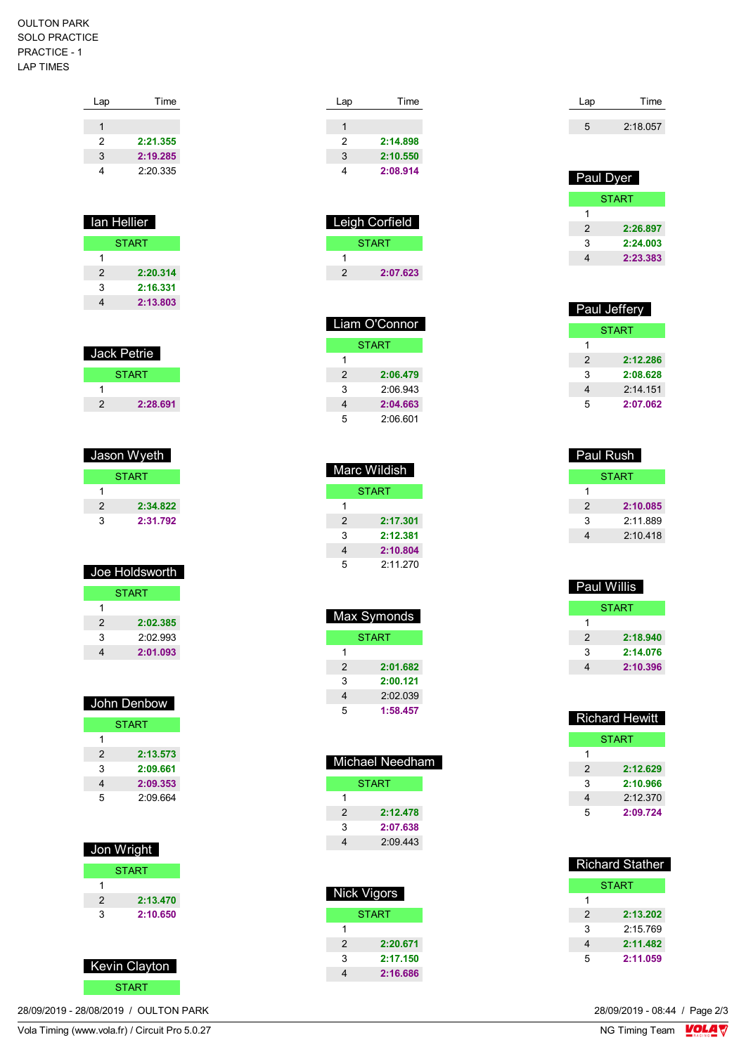OULTON PARK
SOLO PRACTICE
PRACTICE - 1
LAP TIMES

| Lap | Time |
|---|---|
| 1 | |
| 2 | **2:21.355** |
| 3 | **2:19.285** |
| 4 | 2:20.335 |

## Ian Hellier

| Lap | Time |
|---|---|
| START | |
| 1 | |
| 2 | **2:20.314** |
| 3 | **2:16.331** |
| 4 | **2:13.803** |

## Jack Petrie

| Lap | Time |
|---|---|
| START | |
| 1 | |
| 2 | **2:28.691** |

## Jason Wyeth

| Lap | Time |
|---|---|
| START | |
| 1 | |
| 2 | **2:34.822** |
| 3 | **2:31.792** |

## Joe Holdsworth

| Lap | Time |
|---|---|
| START | |
| 1 | |
| 2 | **2:02.385** |
| 3 | 2:02.993 |
| 4 | **2:01.093** |

## John Denbow

| Lap | Time |
|---|---|
| START | |
| 1 | |
| 2 | **2:13.573** |
| 3 | **2:09.661** |
| 4 | **2:09.353** |
| 5 | 2:09.664 |

## Jon Wright

| Lap | Time |
|---|---|
| START | |
| 1 | |
| 2 | **2:13.470** |
| 3 | **2:10.650** |

## Kevin Clayton

| Lap | Time |
|---|---|
| START | |

| Lap | Time |
|---|---|
| 1 | |
| 2 | **2:14.898** |
| 3 | **2:10.550** |
| 4 | **2:08.914** |

## Leigh Corfield

| Lap | Time |
|---|---|
| START | |
| 1 | |
| 2 | **2:07.623** |

## Liam O'Connor

| Lap | Time |
|---|---|
| START | |
| 1 | |
| 2 | **2:06.479** |
| 3 | 2:06.943 |
| 4 | **2:04.663** |
| 5 | 2:06.601 |

## Marc Wildish

| Lap | Time |
|---|---|
| START | |
| 1 | |
| 2 | **2:17.301** |
| 3 | **2:12.381** |
| 4 | **2:10.804** |
| 5 | 2:11.270 |

## Max Symonds

| Lap | Time |
|---|---|
| START | |
| 1 | |
| 2 | **2:01.682** |
| 3 | **2:00.121** |
| 4 | 2:02.039 |
| 5 | **1:58.457** |

## Michael Needham

| Lap | Time |
|---|---|
| START | |
| 1 | |
| 2 | **2:12.478** |
| 3 | **2:07.638** |
| 4 | 2:09.443 |

## Nick Vigors

| Lap | Time |
|---|---|
| START | |
| 1 | |
| 2 | **2:20.671** |
| 3 | **2:17.150** |
| 4 | **2:16.686** |

| Lap | Time |
|---|---|
| 5 | 2:18.057 |

## Paul Dyer

| Lap | Time |
|---|---|
| START | |
| 1 | |
| 2 | **2:26.897** |
| 3 | **2:24.003** |
| 4 | **2:23.383** |

## Paul Jeffery

| Lap | Time |
|---|---|
| START | |
| 1 | |
| 2 | **2:12.286** |
| 3 | **2:08.628** |
| 4 | 2:14.151 |
| 5 | **2:07.062** |

## Paul Rush

| Lap | Time |
|---|---|
| START | |
| 1 | |
| 2 | **2:10.085** |
| 3 | 2:11.889 |
| 4 | 2:10.418 |

## Paul Willis

| Lap | Time |
|---|---|
| START | |
| 1 | |
| 2 | **2:18.940** |
| 3 | **2:14.076** |
| 4 | **2:10.396** |

## Richard Hewitt

| Lap | Time |
|---|---|
| START | |
| 1 | |
| 2 | **2:12.629** |
| 3 | **2:10.966** |
| 4 | 2:12.370 |
| 5 | **2:09.724** |

## Richard Stather

| Lap | Time |
|---|---|
| START | |
| 1 | |
| 2 | **2:13.202** |
| 3 | 2:15.769 |
| 4 | **2:11.482** |
| 5 | **2:11.059** |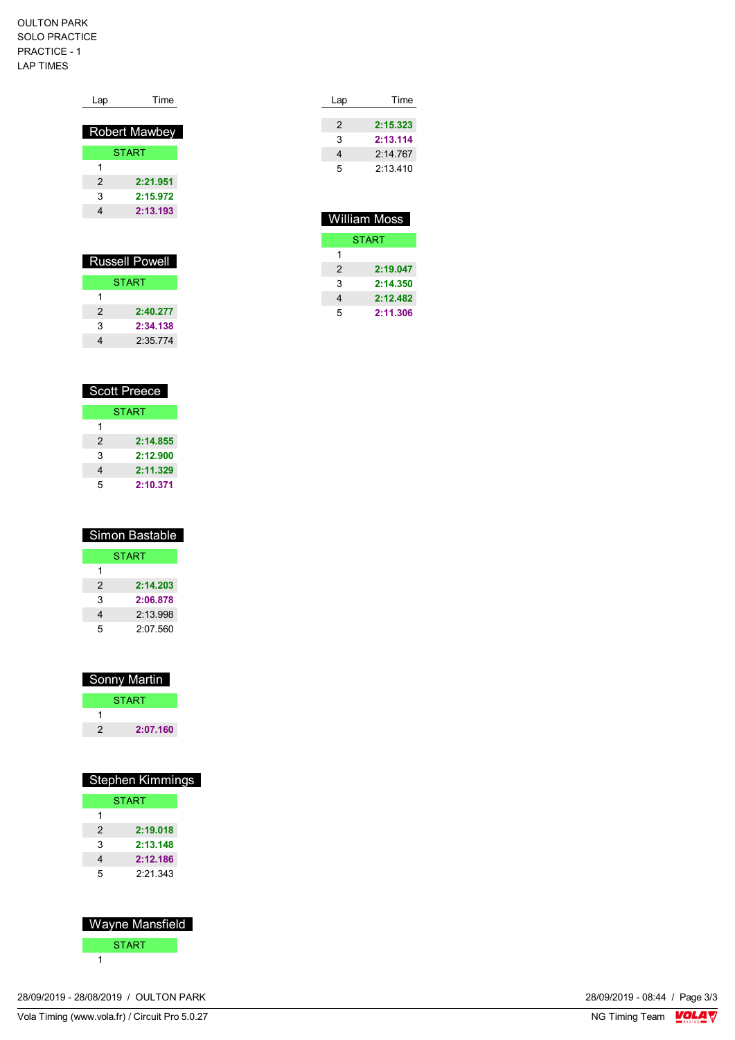OULTON PARK
SOLO PRACTICE
PRACTICE - 1
LAP TIMES

**Robert Mawbey**

| Lap | Time |
|---|---|
| START | |
| 1 | |
| 2 | **2:21.951** |
| 3 | **2:15.972** |
| 4 | **2:13.193** |

**Russell Powell**

| Lap | Time |
|---|---|
| START | |
| 1 | |
| 2 | **2:40.277** |
| 3 | **2:34.138** |
| 4 | 2:35.774 |

**Scott Preece**

| Lap | Time |
|---|---|
| START | |
| 1 | |
| 2 | **2:14.855** |
| 3 | **2:12.900** |
| 4 | **2:11.329** |
| 5 | **2:10.371** |

**Simon Bastable**

| Lap | Time |
|---|---|
| START | |
| 1 | |
| 2 | **2:14.203** |
| 3 | **2:06.878** |
| 4 | 2:13.998 |
| 5 | 2:07.560 |

**Sonny Martin**

| Lap | Time |
|---|---|
| START | |
| 1 | |
| 2 | **2:07.160** |

**Stephen Kimmings**

| Lap | Time |
|---|---|
| START | |
| 1 | |
| 2 | **2:19.018** |
| 3 | **2:13.148** |
| 4 | **2:12.186** |
| 5 | 2:21.343 |

**Wayne Mansfield**

| Lap | Time |
|---|---|
| START | |
| 1 | |
| 2 | **2:15.323** |
| 3 | **2:13.114** |
| 4 | 2:14.767 |
| 5 | 2:13.410 |

**William Moss**

| Lap | Time |
|---|---|
| START | |
| 1 | |
| 2 | **2:19.047** |
| 3 | **2:14.350** |
| 4 | **2:12.482** |
| 5 | **2:11.306** |

28/09/2019 - 28/08/2019 / OULTON PARK

Vola Timing (www.vola.fr) / Circuit Pro 5.0.27

28/09/2019 - 08:44

NG Timing Team